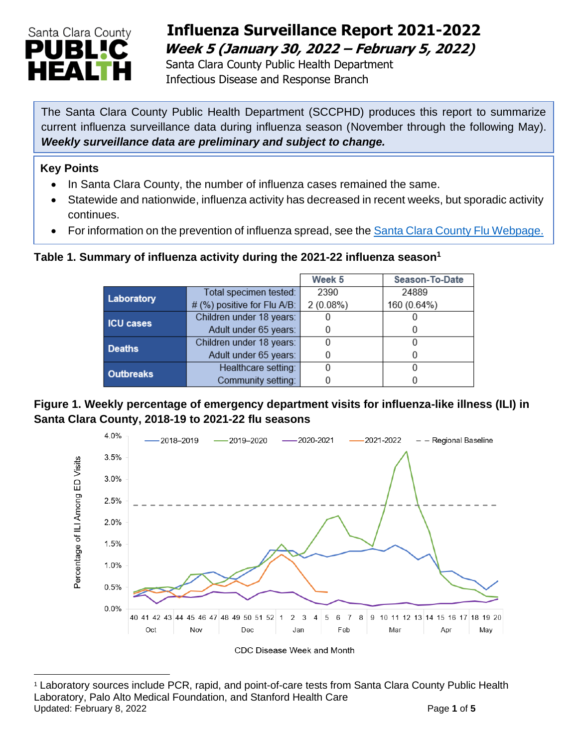# Influenza Surveillance Report 2021-2022

***Week 5 (January 30, 2022 – February 5, 2022)***

Santa Clara County Public Health Department
Infectious Disease and Response Branch

The Santa Clara County Public Health Department (SCCPHD) produces this report to summarize current influenza surveillance data during influenza season (November through the following May). ***Weekly surveillance data are preliminary and subject to change.***

## Key Points

- In Santa Clara County, the number of influenza cases remained the same.
- Statewide and nationwide, influenza activity has decreased in recent weeks, but sporadic activity continues.
- For information on the prevention of influenza spread, see the [Santa Clara County Flu Webpage.]()

**Table 1. Summary of influenza activity during the 2021-22 influenza season[1]**

| | | Week 5 | Season-To-Date |
|---|---|---|---|
| **Laboratory** | Total specimen tested: | 2390 | 24889 |
| | # (%) positive for Flu A/B: | 2 (0.08%) | 160 (0.64%) |
| **ICU cases** | Children under 18 years: | 0 | 0 |
| | Adult under 65 years: | 0 | 0 |
| **Deaths** | Children under 18 years: | 0 | 0 |
| | Adult under 65 years: | 0 | 0 |
| **Outbreaks** | Healthcare setting: | 0 | 0 |
| | Community setting: | 0 | 0 |

**Figure 1. Weekly percentage of emergency department visits for influenza-like illness (ILI) in Santa Clara County, 2018-19 to 2021-22 flu seasons**

[1] Laboratory sources include PCR, rapid, and point-of-care tests from Santa Clara County Public Health Laboratory, Palo Alto Medical Foundation, and Stanford Health Care

Updated: February 8, 2022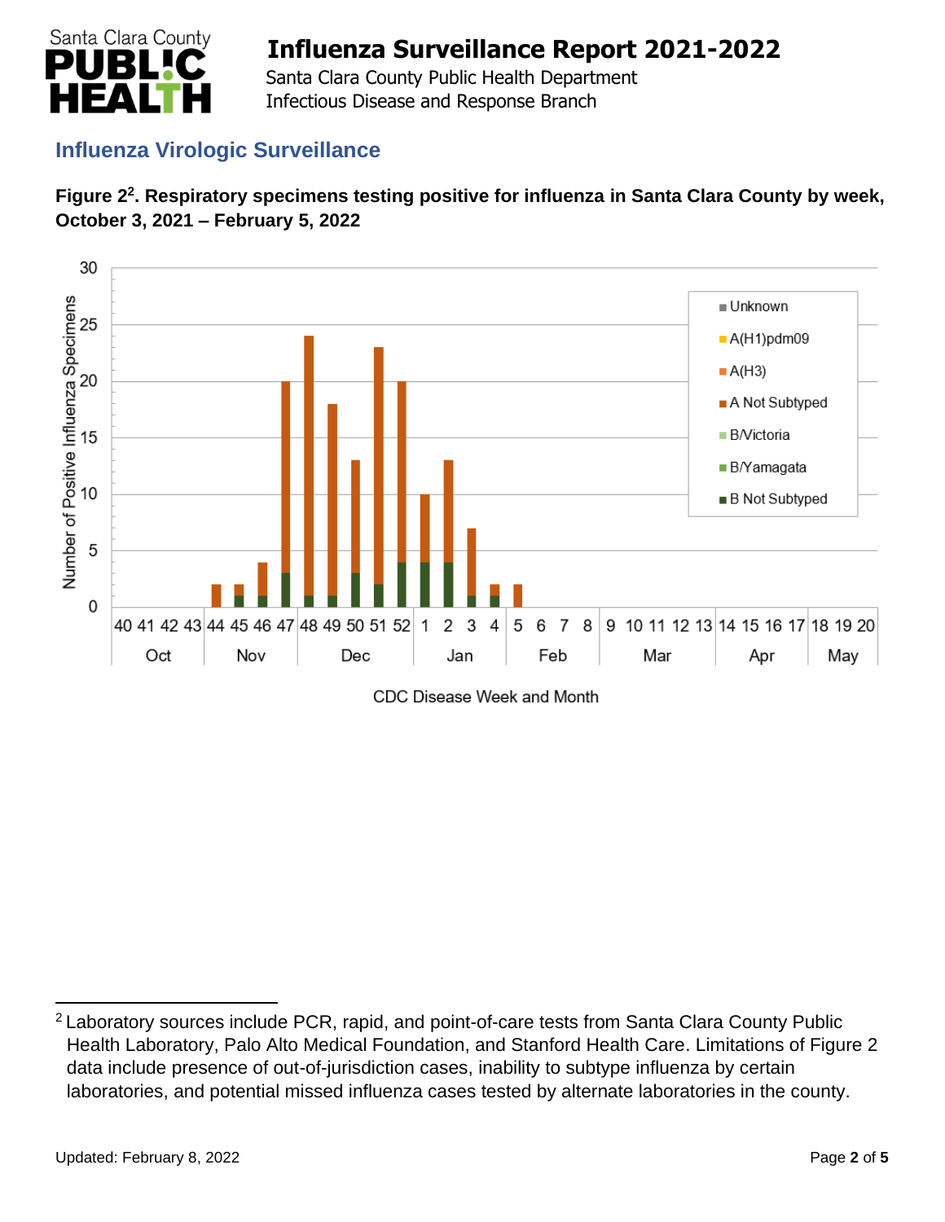## Influenza Virologic Surveillance

**Figure 2[2]. Respiratory specimens testing positive for influenza in Santa Clara County by week, October 3, 2021 – February 5, 2022**

[2] Laboratory sources include PCR, rapid, and point-of-care tests from Santa Clara County Public Health Laboratory, Palo Alto Medical Foundation, and Stanford Health Care. Limitations of Figure 2 data include presence of out-of-jurisdiction cases, inability to subtype influenza by certain laboratories, and potential missed influenza cases tested by alternate laboratories in the county.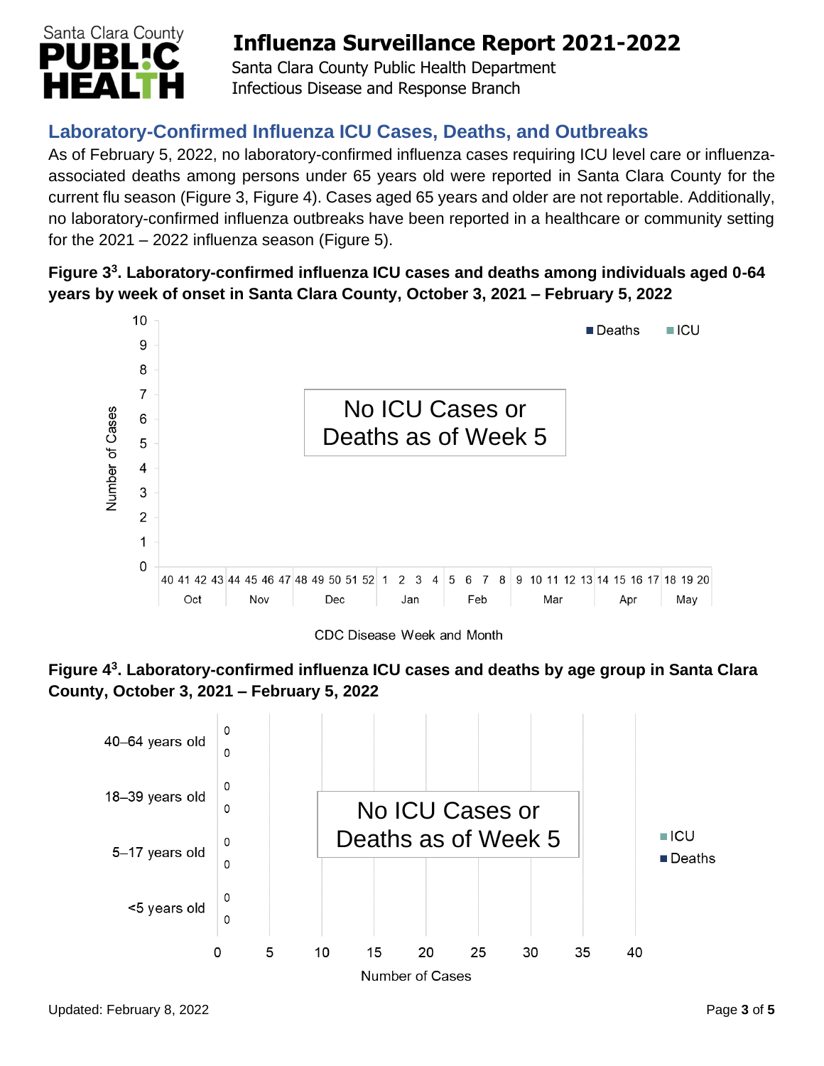## Laboratory-Confirmed Influenza ICU Cases, Deaths, and Outbreaks

As of February 5, 2022, no laboratory-confirmed influenza cases requiring ICU level care or influenza-associated deaths among persons under 65 years old were reported in Santa Clara County for the current flu season (Figure 3, Figure 4). Cases aged 65 years and older are not reportable. Additionally, no laboratory-confirmed influenza outbreaks have been reported in a healthcare or community setting for the 2021 – 2022 influenza season (Figure 5).

**Figure 3[3]. Laboratory-confirmed influenza ICU cases and deaths among individuals aged 0-64 years by week of onset in Santa Clara County, October 3, 2021 – February 5, 2022**

No ICU Cases or Deaths as of Week 5

**Figure 4[3]. Laboratory-confirmed influenza ICU cases and deaths by age group in Santa Clara County, October 3, 2021 – February 5, 2022**

| Age group | ICU | Deaths |
| --- | --- | --- |
| 40–64 years old | 0 | 0 |
| 18–39 years old | 0 | 0 |
| 5–17 years old | 0 | 0 |
| <5 years old | 0 | 0 |

No ICU Cases or Deaths as of Week 5

Updated: February 8, 2022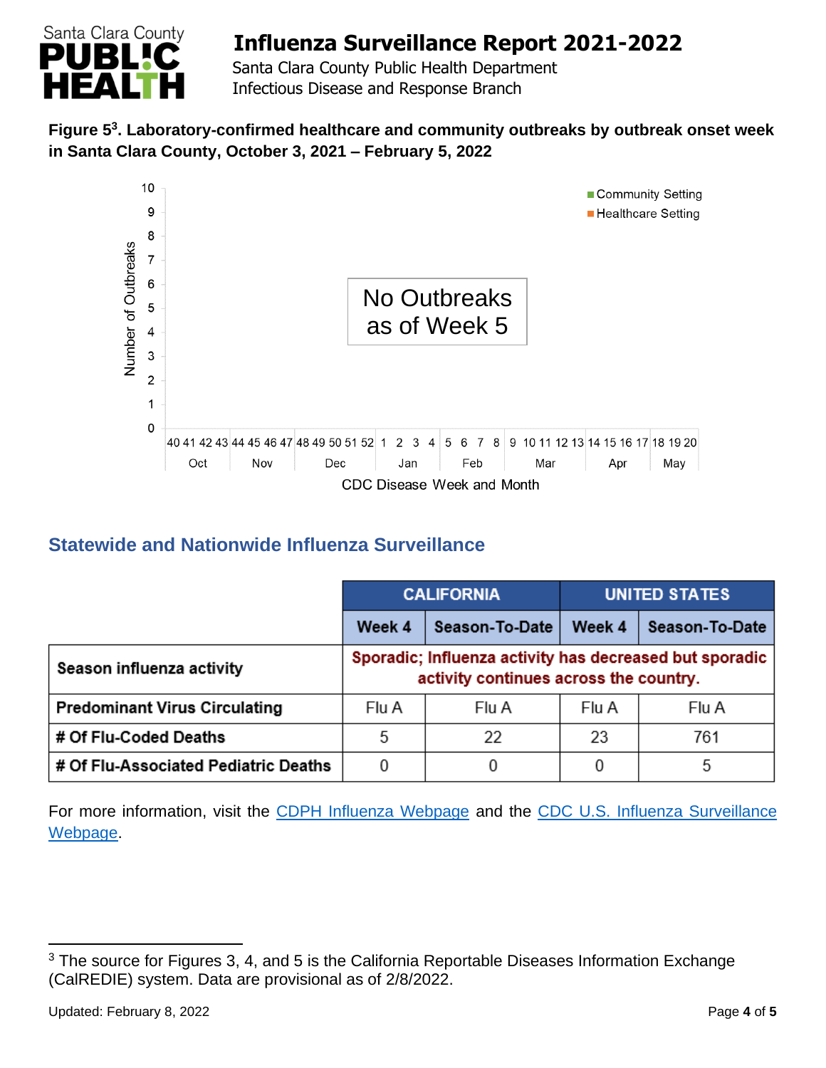**Figure 5[3]. Laboratory-confirmed healthcare and community outbreaks by outbreak onset week in Santa Clara County, October 3, 2021 – February 5, 2022**

No Outbreaks as of Week 5

## Statewide and Nationwide Influenza Surveillance

| | CALIFORNIA | | UNITED STATES | |
|---|---|---|---|---|
| | Week 4 | Season-To-Date | Week 4 | Season-To-Date |
| **Season influenza activity** | Sporadic; Influenza activity has decreased but sporadic activity continues across the country. | | | |
| **Predominant Virus Circulating** | Flu A | Flu A | Flu A | Flu A |
| **# Of Flu-Coded Deaths** | 5 | 22 | 23 | 761 |
| **# Of Flu-Associated Pediatric Deaths** | 0 | 0 | 0 | 5 |

For more information, visit the CDPH Influenza Webpage and the CDC U.S. Influenza Surveillance Webpage.

[3] The source for Figures 3, 4, and 5 is the California Reportable Diseases Information Exchange (CalREDIE) system. Data are provisional as of 2/8/2022.

Updated: February 8, 2022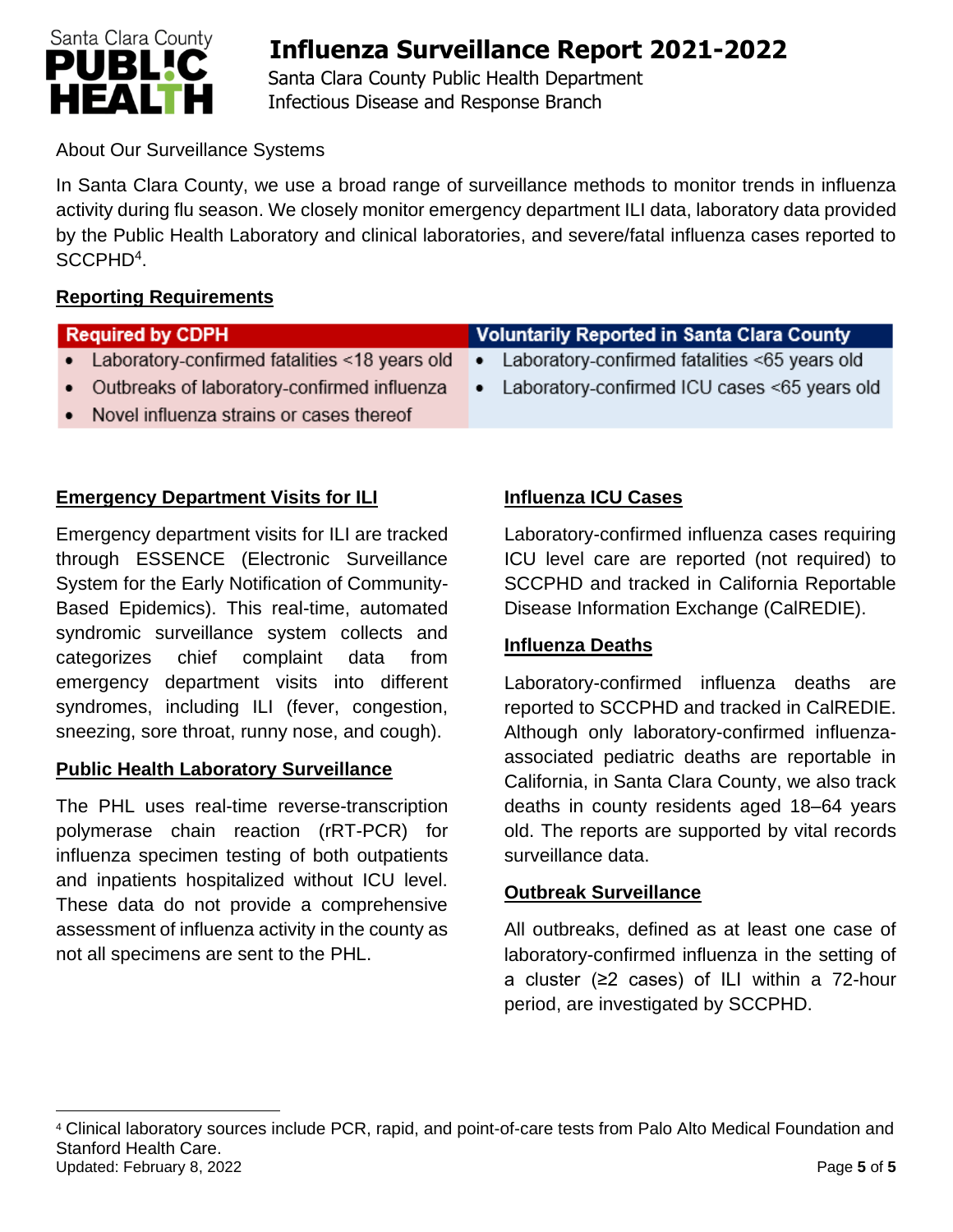About Our Surveillance Systems

In Santa Clara County, we use a broad range of surveillance methods to monitor trends in influenza activity during flu season. We closely monitor emergency department ILI data, laboratory data provided by the Public Health Laboratory and clinical laboratories, and severe/fatal influenza cases reported to SCCPHD[4].

## Reporting Requirements

| Required by CDPH | Voluntarily Reported in Santa Clara County |
|---|---|
| • Laboratory-confirmed fatalities <18 years old | • Laboratory-confirmed fatalities <65 years old |
| • Outbreaks of laboratory-confirmed influenza | • Laboratory-confirmed ICU cases <65 years old |
| • Novel influenza strains or cases thereof | |

### Emergency Department Visits for ILI

Emergency department visits for ILI are tracked through ESSENCE (Electronic Surveillance System for the Early Notification of Community-Based Epidemics). This real-time, automated syndromic surveillance system collects and categorizes chief complaint data from emergency department visits into different syndromes, including ILI (fever, congestion, sneezing, sore throat, runny nose, and cough).

### Public Health Laboratory Surveillance

The PHL uses real-time reverse-transcription polymerase chain reaction (rRT-PCR) for influenza specimen testing of both outpatients and inpatients hospitalized without ICU level. These data do not provide a comprehensive assessment of influenza activity in the county as not all specimens are sent to the PHL.

### Influenza ICU Cases

Laboratory-confirmed influenza cases requiring ICU level care are reported (not required) to SCCPHD and tracked in California Reportable Disease Information Exchange (CalREDIE).

### Influenza Deaths

Laboratory-confirmed influenza deaths are reported to SCCPHD and tracked in CalREDIE. Although only laboratory-confirmed influenza-associated pediatric deaths are reportable in California, in Santa Clara County, we also track deaths in county residents aged 18–64 years old. The reports are supported by vital records surveillance data.

### Outbreak Surveillance

All outbreaks, defined as at least one case of laboratory-confirmed influenza in the setting of a cluster (≥2 cases) of ILI within a 72-hour period, are investigated by SCCPHD.

[4] Clinical laboratory sources include PCR, rapid, and point-of-care tests from Palo Alto Medical Foundation and Stanford Health Care.

Updated: February 8, 2022